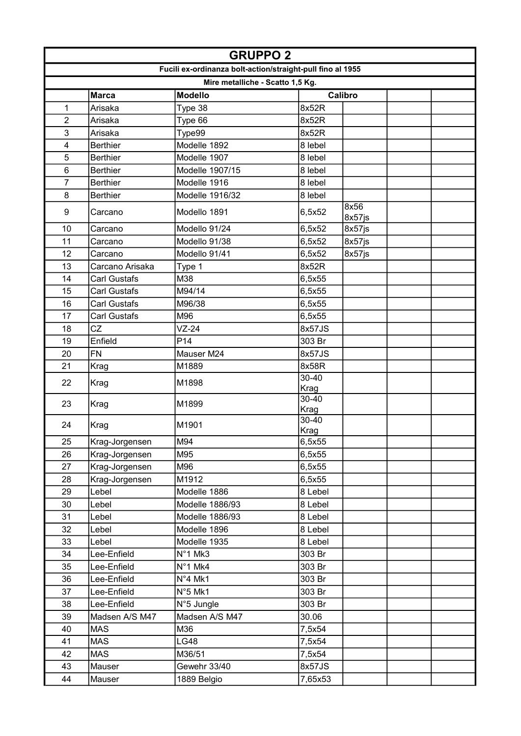# GRUPPO 2

**Fucili ex-ordinanza bolt-action/straight-pull fino al 1955**

**Mire metalliche - Scatto 1,5 Kg.**

| | Marca | Modello | Calibro | | | |
|---|---|---|---|---|---|---|
| 1 | Arisaka | Type 38 | 8x52R | | | |
| 2 | Arisaka | Type 66 | 8x52R | | | |
| 3 | Arisaka | Type99 | 8x52R | | | |
| 4 | Berthier | Modelle 1892 | 8 lebel | | | |
| 5 | Berthier | Modelle 1907 | 8 lebel | | | |
| 6 | Berthier | Modelle 1907/15 | 8 lebel | | | |
| 7 | Berthier | Modelle 1916 | 8 lebel | | | |
| 8 | Berthier | Modelle 1916/32 | 8 lebel | | | |
| 9 | Carcano | Modello 1891 | 6,5x52 | 8x56 8x57js | | |
| 10 | Carcano | Modello 91/24 | 6,5x52 | 8x57js | | |
| 11 | Carcano | Modello 91/38 | 6,5x52 | 8x57js | | |
| 12 | Carcano | Modello 91/41 | 6,5x52 | 8x57js | | |
| 13 | Carcano Arisaka | Type 1 | 8x52R | | | |
| 14 | Carl Gustafs | M38 | 6,5x55 | | | |
| 15 | Carl Gustafs | M94/14 | 6,5x55 | | | |
| 16 | Carl Gustafs | M96/38 | 6,5x55 | | | |
| 17 | Carl Gustafs | M96 | 6,5x55 | | | |
| 18 | CZ | VZ-24 | 8x57JS | | | |
| 19 | Enfield | P14 | 303 Br | | | |
| 20 | FN | Mauser M24 | 8x57JS | | | |
| 21 | Krag | M1889 | 8x58R | | | |
| 22 | Krag | M1898 | 30-40 Krag | | | |
| 23 | Krag | M1899 | 30-40 Krag | | | |
| 24 | Krag | M1901 | 30-40 Krag | | | |
| 25 | Krag-Jorgensen | M94 | 6,5x55 | | | |
| 26 | Krag-Jorgensen | M95 | 6,5x55 | | | |
| 27 | Krag-Jorgensen | M96 | 6,5x55 | | | |
| 28 | Krag-Jorgensen | M1912 | 6,5x55 | | | |
| 29 | Lebel | Modelle 1886 | 8 Lebel | | | |
| 30 | Lebel | Modelle 1886/93 | 8 Lebel | | | |
| 31 | Lebel | Modelle 1886/93 | 8 Lebel | | | |
| 32 | Lebel | Modelle 1896 | 8 Lebel | | | |
| 33 | Lebel | Modelle 1935 | 8 Lebel | | | |
| 34 | Lee-Enfield | N°1 Mk3 | 303 Br | | | |
| 35 | Lee-Enfield | N°1 Mk4 | 303 Br | | | |
| 36 | Lee-Enfield | N°4 Mk1 | 303 Br | | | |
| 37 | Lee-Enfield | N°5 Mk1 | 303 Br | | | |
| 38 | Lee-Enfield | N°5 Jungle | 303 Br | | | |
| 39 | Madsen A/S M47 | Madsen A/S M47 | 30.06 | | | |
| 40 | MAS | M36 | 7,5x54 | | | |
| 41 | MAS | LG48 | 7,5x54 | | | |
| 42 | MAS | M36/51 | 7,5x54 | | | |
| 43 | Mauser | Gewehr 33/40 | 8x57JS | | | |
| 44 | Mauser | 1889 Belgio | 7,65x53 | | | |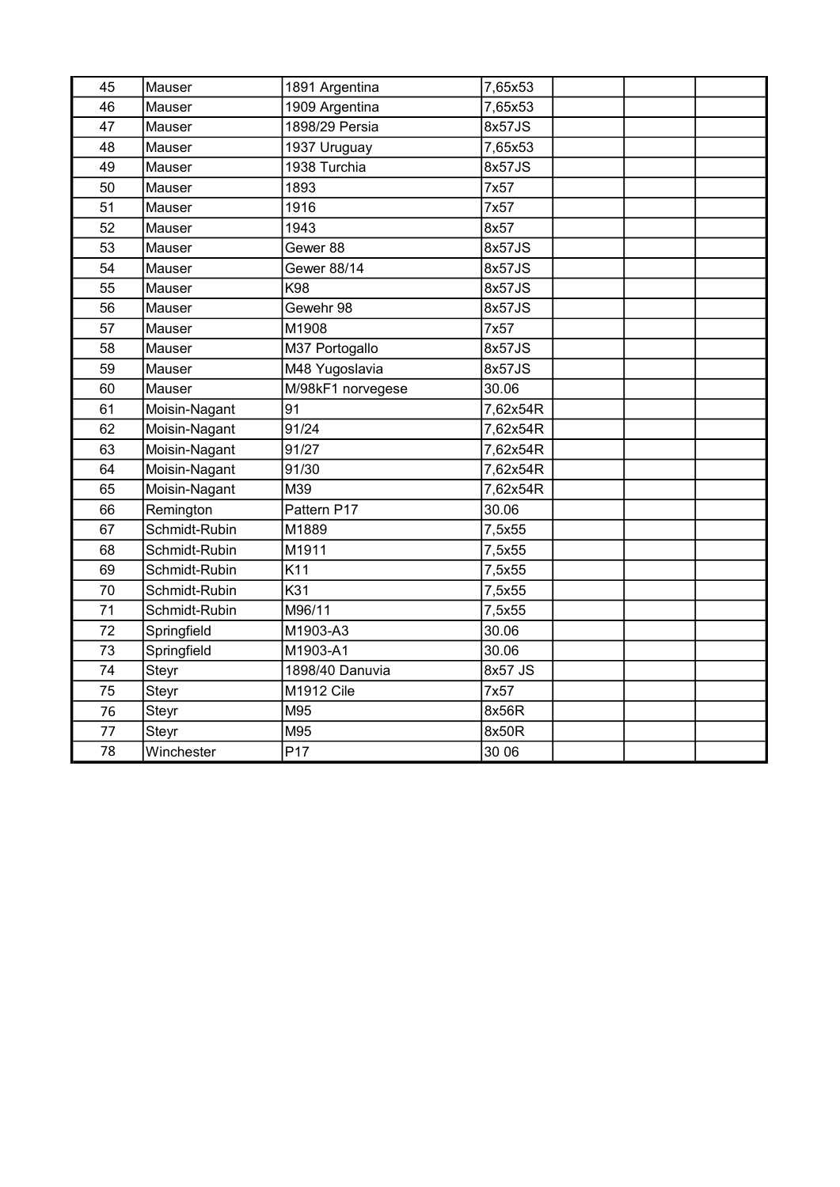| 45 | Mauser | 1891 Argentina | 7,65x53 | | | |
|---|---|---|---|---|---|---|
| 46 | Mauser | 1909 Argentina | 7,65x53 | | | |
| 47 | Mauser | 1898/29 Persia | 8x57JS | | | |
| 48 | Mauser | 1937 Uruguay | 7,65x53 | | | |
| 49 | Mauser | 1938 Turchia | 8x57JS | | | |
| 50 | Mauser | 1893 | 7x57 | | | |
| 51 | Mauser | 1916 | 7x57 | | | |
| 52 | Mauser | 1943 | 8x57 | | | |
| 53 | Mauser | Gewer 88 | 8x57JS | | | |
| 54 | Mauser | Gewer 88/14 | 8x57JS | | | |
| 55 | Mauser | K98 | 8x57JS | | | |
| 56 | Mauser | Gewehr 98 | 8x57JS | | | |
| 57 | Mauser | M1908 | 7x57 | | | |
| 58 | Mauser | M37 Portogallo | 8x57JS | | | |
| 59 | Mauser | M48 Yugoslavia | 8x57JS | | | |
| 60 | Mauser | M/98kF1 norvegese | 30.06 | | | |
| 61 | Moisin-Nagant | 91 | 7,62x54R | | | |
| 62 | Moisin-Nagant | 91/24 | 7,62x54R | | | |
| 63 | Moisin-Nagant | 91/27 | 7,62x54R | | | |
| 64 | Moisin-Nagant | 91/30 | 7,62x54R | | | |
| 65 | Moisin-Nagant | M39 | 7,62x54R | | | |
| 66 | Remington | Pattern P17 | 30.06 | | | |
| 67 | Schmidt-Rubin | M1889 | 7,5x55 | | | |
| 68 | Schmidt-Rubin | M1911 | 7,5x55 | | | |
| 69 | Schmidt-Rubin | K11 | 7,5x55 | | | |
| 70 | Schmidt-Rubin | K31 | 7,5x55 | | | |
| 71 | Schmidt-Rubin | M96/11 | 7,5x55 | | | |
| 72 | Springfield | M1903-A3 | 30.06 | | | |
| 73 | Springfield | M1903-A1 | 30.06 | | | |
| 74 | Steyr | 1898/40 Danuvia | 8x57 JS | | | |
| 75 | Steyr | M1912 Cile | 7x57 | | | |
| 76 | Steyr | M95 | 8x56R | | | |
| 77 | Steyr | M95 | 8x50R | | | |
| 78 | Winchester | P17 | 30 06 | | | |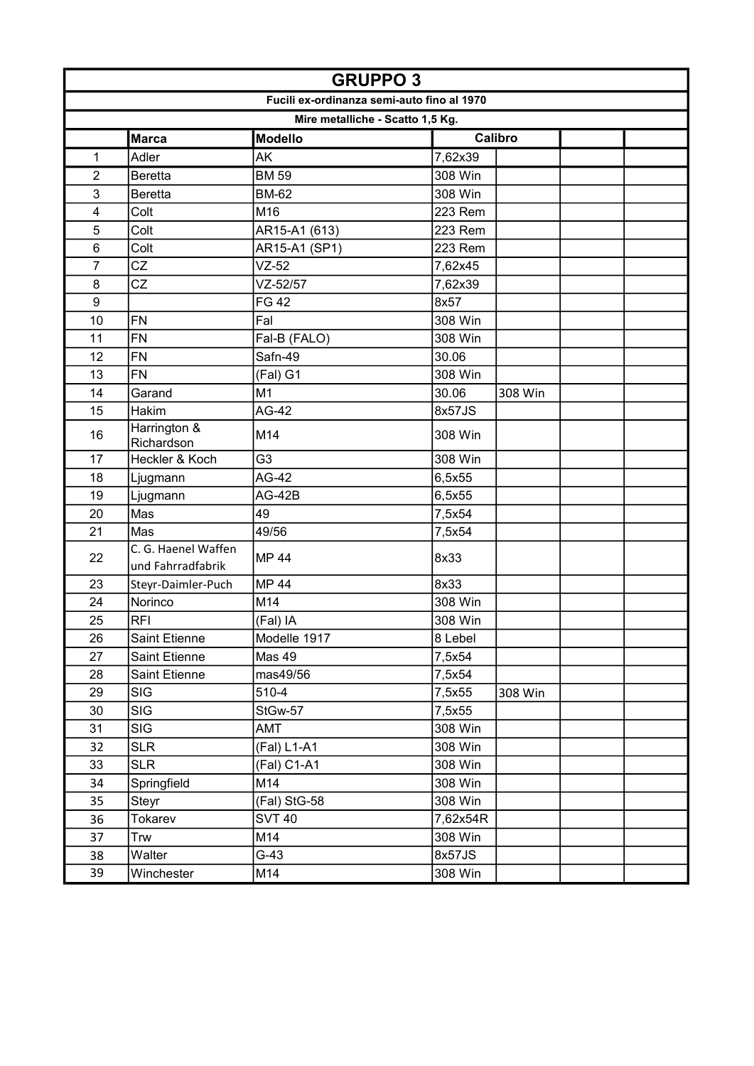# GRUPPO 3

**Fucili ex-ordinanza semi-auto fino al 1970**

**Mire metalliche - Scatto 1,5 Kg.**

| | Marca | Modello | Calibro | | | |
|---|---|---|---|---|---|---|
| 1 | Adler | AK | 7,62x39 | | | |
| 2 | Beretta | BM 59 | 308 Win | | | |
| 3 | Beretta | BM-62 | 308 Win | | | |
| 4 | Colt | M16 | 223 Rem | | | |
| 5 | Colt | AR15-A1 (613) | 223 Rem | | | |
| 6 | Colt | AR15-A1 (SP1) | 223 Rem | | | |
| 7 | CZ | VZ-52 | 7,62x45 | | | |
| 8 | CZ | VZ-52/57 | 7,62x39 | | | |
| 9 | | FG 42 | 8x57 | | | |
| 10 | FN | Fal | 308 Win | | | |
| 11 | FN | Fal-B (FALO) | 308 Win | | | |
| 12 | FN | Safn-49 | 30.06 | | | |
| 13 | FN | (Fal) G1 | 308 Win | | | |
| 14 | Garand | M1 | 30.06 | 308 Win | | |
| 15 | Hakim | AG-42 | 8x57JS | | | |
| 16 | Harrington & Richardson | M14 | 308 Win | | | |
| 17 | Heckler & Koch | G3 | 308 Win | | | |
| 18 | Ljugmann | AG-42 | 6,5x55 | | | |
| 19 | Ljugmann | AG-42B | 6,5x55 | | | |
| 20 | Mas | 49 | 7,5x54 | | | |
| 21 | Mas | 49/56 | 7,5x54 | | | |
| 22 | C. G. Haenel Waffen und Fahrradfabrik | MP 44 | 8x33 | | | |
| 23 | Steyr-Daimler-Puch | MP 44 | 8x33 | | | |
| 24 | Norinco | M14 | 308 Win | | | |
| 25 | RFI | (Fal) IA | 308 Win | | | |
| 26 | Saint Etienne | Modelle 1917 | 8 Lebel | | | |
| 27 | Saint Etienne | Mas 49 | 7,5x54 | | | |
| 28 | Saint Etienne | mas49/56 | 7,5x54 | | | |
| 29 | SIG | 510-4 | 7,5x55 | 308 Win | | |
| 30 | SIG | StGw-57 | 7,5x55 | | | |
| 31 | SIG | AMT | 308 Win | | | |
| 32 | SLR | (Fal) L1-A1 | 308 Win | | | |
| 33 | SLR | (Fal) C1-A1 | 308 Win | | | |
| 34 | Springfield | M14 | 308 Win | | | |
| 35 | Steyr | (Fal) StG-58 | 308 Win | | | |
| 36 | Tokarev | SVT 40 | 7,62x54R | | | |
| 37 | Trw | M14 | 308 Win | | | |
| 38 | Walter | G-43 | 8x57JS | | | |
| 39 | Winchester | M14 | 308 Win | | | |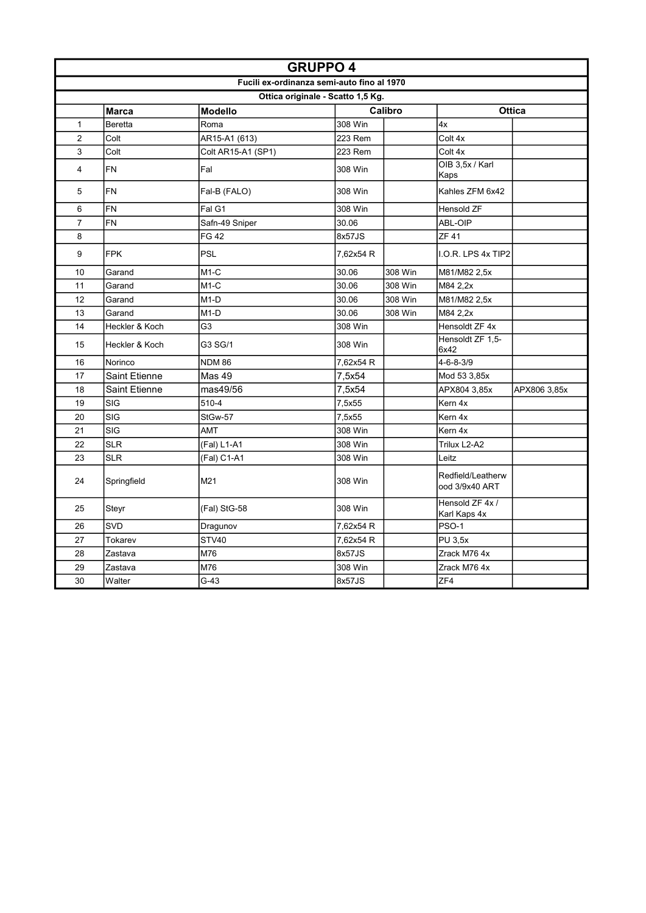| GRUPPO 4 | | | | | | |
|---|---|---|---|---|---|---|
| Fucili ex-ordinanza semi-auto fino al 1970 | | | | | | |
| Ottica originale - Scatto 1,5 Kg. | | | | | | |
| | **Marca** | **Modello** | **Calibro** | | **Ottica** | |
| 1 | Beretta | Roma | 308 Win | | 4x | |
| 2 | Colt | AR15-A1 (613) | 223 Rem | | Colt 4x | |
| 3 | Colt | Colt AR15-A1 (SP1) | 223 Rem | | Colt 4x | |
| 4 | FN | Fal | 308 Win | | OIB 3,5x / Karl Kaps | |
| 5 | FN | Fal-B (FALO) | 308 Win | | Kahles ZFM 6x42 | |
| 6 | FN | Fal G1 | 308 Win | | Hensold ZF | |
| 7 | FN | Safn-49 Sniper | 30.06 | | ABL-OIP | |
| 8 | | FG 42 | 8x57JS | | ZF 41 | |
| 9 | FPK | PSL | 7,62x54 R | | I.O.R. LPS 4x TIP2 | |
| 10 | Garand | M1-C | 30.06 | 308 Win | M81/M82 2,5x | |
| 11 | Garand | M1-C | 30.06 | 308 Win | M84 2,2x | |
| 12 | Garand | M1-D | 30.06 | 308 Win | M81/M82 2,5x | |
| 13 | Garand | M1-D | 30.06 | 308 Win | M84 2,2x | |
| 14 | Heckler & Koch | G3 | 308 Win | | Hensoldt ZF 4x | |
| 15 | Heckler & Koch | G3 SG/1 | 308 Win | | Hensoldt ZF 1,5-6x42 | |
| 16 | Norinco | NDM 86 | 7,62x54 R | | 4-6-8-3/9 | |
| 17 | Saint Etienne | Mas 49 | 7,5x54 | | Mod 53 3,85x | |
| 18 | Saint Etienne | mas49/56 | 7,5x54 | | APX804 3,85x | APX806 3,85x |
| 19 | SIG | 510-4 | 7,5x55 | | Kern 4x | |
| 20 | SIG | StGw-57 | 7,5x55 | | Kern 4x | |
| 21 | SIG | AMT | 308 Win | | Kern 4x | |
| 22 | SLR | (Fal) L1-A1 | 308 Win | | Trilux L2-A2 | |
| 23 | SLR | (Fal) C1-A1 | 308 Win | | Leitz | |
| 24 | Springfield | M21 | 308 Win | | Redfield/Leatherwood 3/9x40 ART | |
| 25 | Steyr | (Fal) StG-58 | 308 Win | | Hensold ZF 4x / Karl Kaps 4x | |
| 26 | SVD | Dragunov | 7,62x54 R | | PSO-1 | |
| 27 | Tokarev | STV40 | 7,62x54 R | | PU 3,5x | |
| 28 | Zastava | M76 | 8x57JS | | Zrack M76 4x | |
| 29 | Zastava | M76 | 308 Win | | Zrack M76 4x | |
| 30 | Walter | G-43 | 8x57JS | | ZF4 | |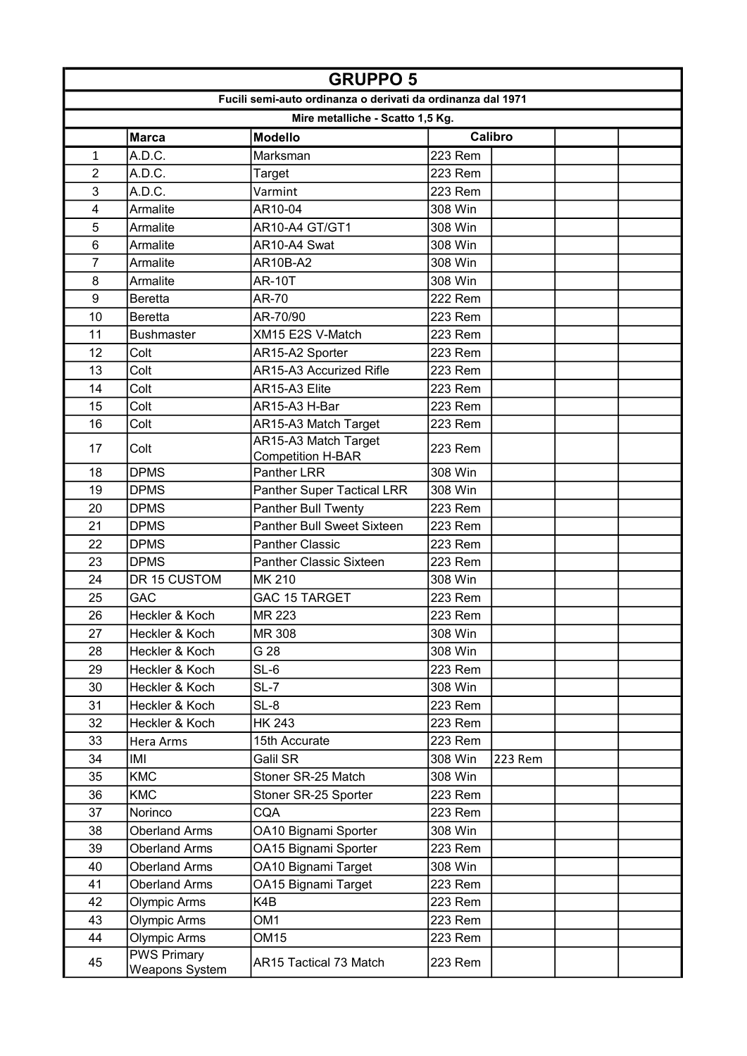| GRUPPO 5 | | | | | | |
|---|---|---|---|---|---|---|
| **Fucili semi-auto ordinanza o derivati da ordinanza dal 1971** | | | | | | |
| **Mire metalliche - Scatto 1,5 Kg.** | | | | | | |
| | **Marca** | **Modello** | **Calibro** | | | |
| 1 | A.D.C. | Marksman | 223 Rem | | | |
| 2 | A.D.C. | Target | 223 Rem | | | |
| 3 | A.D.C. | Varmint | 223 Rem | | | |
| 4 | Armalite | AR10-04 | 308 Win | | | |
| 5 | Armalite | AR10-A4 GT/GT1 | 308 Win | | | |
| 6 | Armalite | AR10-A4 Swat | 308 Win | | | |
| 7 | Armalite | AR10B-A2 | 308 Win | | | |
| 8 | Armalite | AR-10T | 308 Win | | | |
| 9 | Beretta | AR-70 | 222 Rem | | | |
| 10 | Beretta | AR-70/90 | 223 Rem | | | |
| 11 | Bushmaster | XM15 E2S V-Match | 223 Rem | | | |
| 12 | Colt | AR15-A2 Sporter | 223 Rem | | | |
| 13 | Colt | AR15-A3 Accurized Rifle | 223 Rem | | | |
| 14 | Colt | AR15-A3 Elite | 223 Rem | | | |
| 15 | Colt | AR15-A3 H-Bar | 223 Rem | | | |
| 16 | Colt | AR15-A3 Match Target | 223 Rem | | | |
| 17 | Colt | AR15-A3 Match Target Competition H-BAR | 223 Rem | | | |
| 18 | DPMS | Panther LRR | 308 Win | | | |
| 19 | DPMS | Panther Super Tactical LRR | 308 Win | | | |
| 20 | DPMS | Panther Bull Twenty | 223 Rem | | | |
| 21 | DPMS | Panther Bull Sweet Sixteen | 223 Rem | | | |
| 22 | DPMS | Panther Classic | 223 Rem | | | |
| 23 | DPMS | Panther Classic Sixteen | 223 Rem | | | |
| 24 | DR 15 CUSTOM | MK 210 | 308 Win | | | |
| 25 | GAC | GAC 15 TARGET | 223 Rem | | | |
| 26 | Heckler & Koch | MR 223 | 223 Rem | | | |
| 27 | Heckler & Koch | MR 308 | 308 Win | | | |
| 28 | Heckler & Koch | G 28 | 308 Win | | | |
| 29 | Heckler & Koch | SL-6 | 223 Rem | | | |
| 30 | Heckler & Koch | SL-7 | 308 Win | | | |
| 31 | Heckler & Koch | SL-8 | 223 Rem | | | |
| 32 | Heckler & Koch | HK 243 | 223 Rem | | | |
| 33 | Hera Arms | 15th Accurate | 223 Rem | | | |
| 34 | IMI | Galil SR | 308 Win | 223 Rem | | |
| 35 | KMC | Stoner SR-25 Match | 308 Win | | | |
| 36 | KMC | Stoner SR-25 Sporter | 223 Rem | | | |
| 37 | Norinco | CQA | 223 Rem | | | |
| 38 | Oberland Arms | OA10 Bignami Sporter | 308 Win | | | |
| 39 | Oberland Arms | OA15 Bignami Sporter | 223 Rem | | | |
| 40 | Oberland Arms | OA10 Bignami Target | 308 Win | | | |
| 41 | Oberland Arms | OA15 Bignami Target | 223 Rem | | | |
| 42 | Olympic Arms | K4B | 223 Rem | | | |
| 43 | Olympic Arms | OM1 | 223 Rem | | | |
| 44 | Olympic Arms | OM15 | 223 Rem | | | |
| 45 | PWS Primary Weapons System | AR15 Tactical 73 Match | 223 Rem | | | |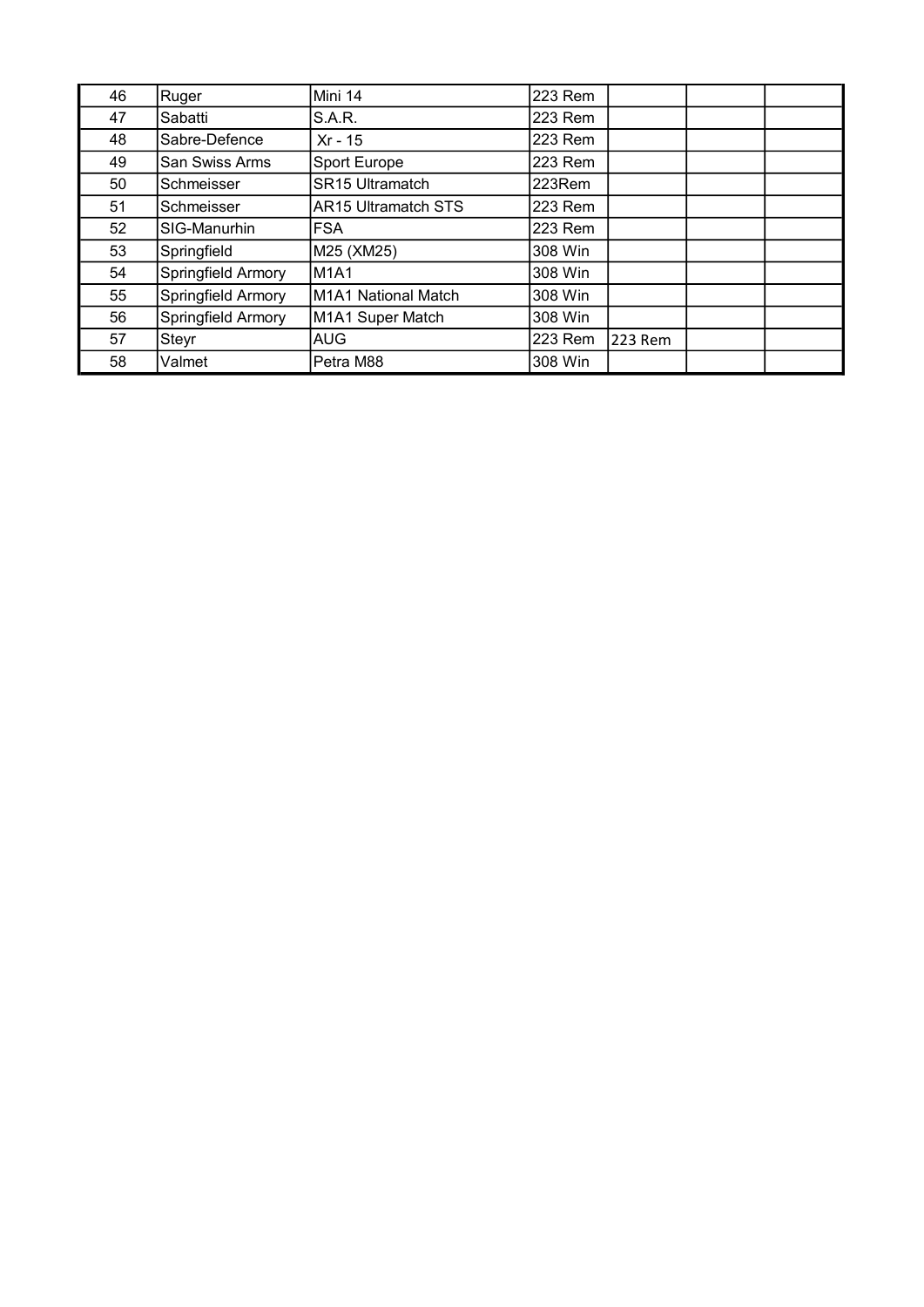| | | | | | | |
|---|---|---|---|---|---|---|
| 46 | Ruger | Mini 14 | 223 Rem | | | |
| 47 | Sabatti | S.A.R. | 223 Rem | | | |
| 48 | Sabre-Defence | Xr - 15 | 223 Rem | | | |
| 49 | San Swiss Arms | Sport Europe | 223 Rem | | | |
| 50 | Schmeisser | SR15 Ultramatch | 223Rem | | | |
| 51 | Schmeisser | AR15 Ultramatch STS | 223 Rem | | | |
| 52 | SIG-Manurhin | FSA | 223 Rem | | | |
| 53 | Springfield | M25 (XM25) | 308 Win | | | |
| 54 | Springfield Armory | M1A1 | 308 Win | | | |
| 55 | Springfield Armory | M1A1 National Match | 308 Win | | | |
| 56 | Springfield Armory | M1A1 Super Match | 308 Win | | | |
| 57 | Steyr | AUG | 223 Rem | 223 Rem | | |
| 58 | Valmet | Petra M88 | 308 Win | | | |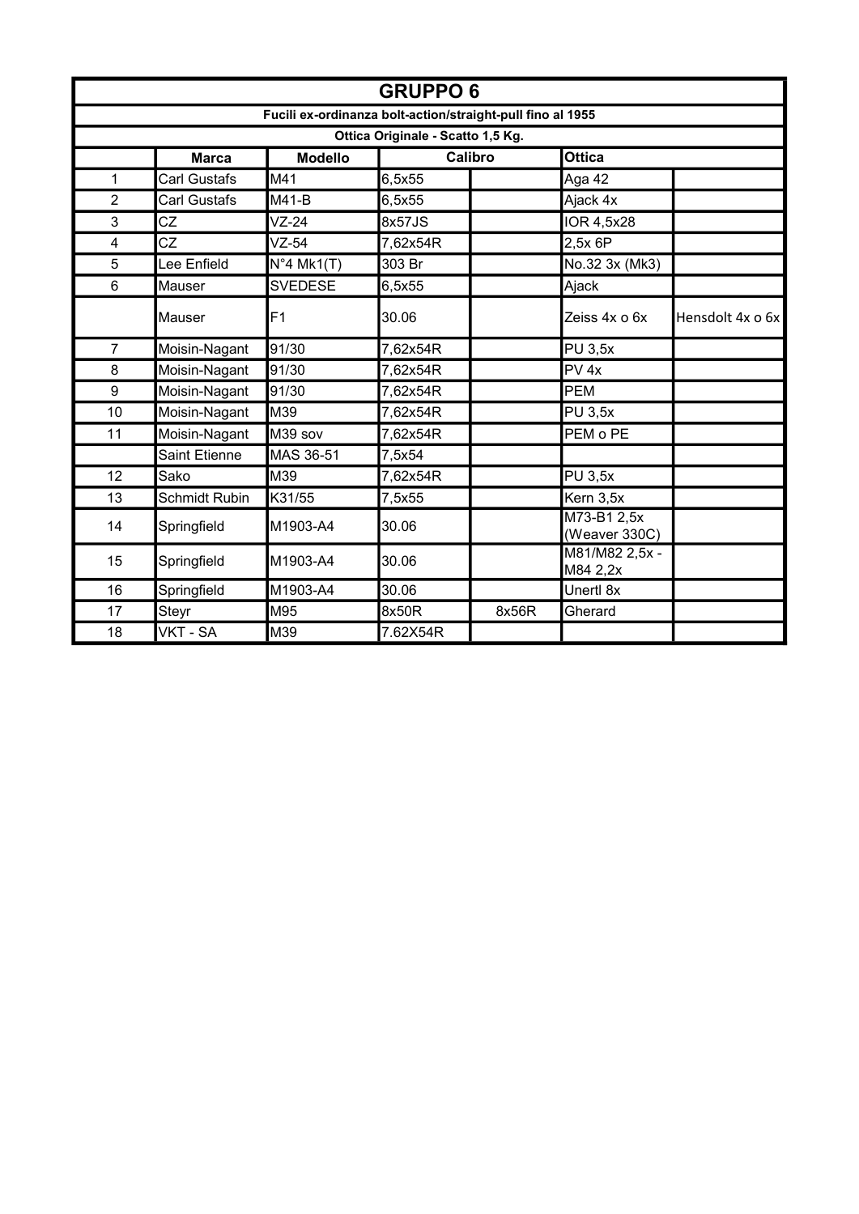# GRUPPO 6

**Fucili ex-ordinanza bolt-action/straight-pull fino al 1955**

**Ottica Originale - Scatto 1,5 Kg.**

| | Marca | Modello | Calibro | | Ottica | |
|---|---|---|---|---|---|---|
| 1 | Carl Gustafs | M41 | 6,5x55 | | Aga 42 | |
| 2 | Carl Gustafs | M41-B | 6,5x55 | | Ajack 4x | |
| 3 | CZ | VZ-24 | 8x57JS | | IOR 4,5x28 | |
| 4 | CZ | VZ-54 | 7,62x54R | | 2,5x 6P | |
| 5 | Lee Enfield | N°4 Mk1(T) | 303 Br | | No.32 3x (Mk3) | |
| 6 | Mauser | SVEDESE | 6,5x55 | | Ajack | |
| | Mauser | F1 | 30.06 | | Zeiss 4x o 6x | Hensdolt 4x o 6x |
| 7 | Moisin-Nagant | 91/30 | 7,62x54R | | PU 3,5x | |
| 8 | Moisin-Nagant | 91/30 | 7,62x54R | | PV 4x | |
| 9 | Moisin-Nagant | 91/30 | 7,62x54R | | PEM | |
| 10 | Moisin-Nagant | M39 | 7,62x54R | | PU 3,5x | |
| 11 | Moisin-Nagant | M39 sov | 7,62x54R | | PEM o PE | |
| | Saint Etienne | MAS 36-51 | 7,5x54 | | | |
| 12 | Sako | M39 | 7,62x54R | | PU 3,5x | |
| 13 | Schmidt Rubin | K31/55 | 7,5x55 | | Kern 3,5x | |
| 14 | Springfield | M1903-A4 | 30.06 | | M73-B1 2,5x (Weaver 330C) | |
| 15 | Springfield | M1903-A4 | 30.06 | | M81/M82 2,5x - M84 2,2x | |
| 16 | Springfield | M1903-A4 | 30.06 | | Unertl 8x | |
| 17 | Steyr | M95 | 8x50R | 8x56R | Gherard | |
| 18 | VKT - SA | M39 | 7.62X54R | | | |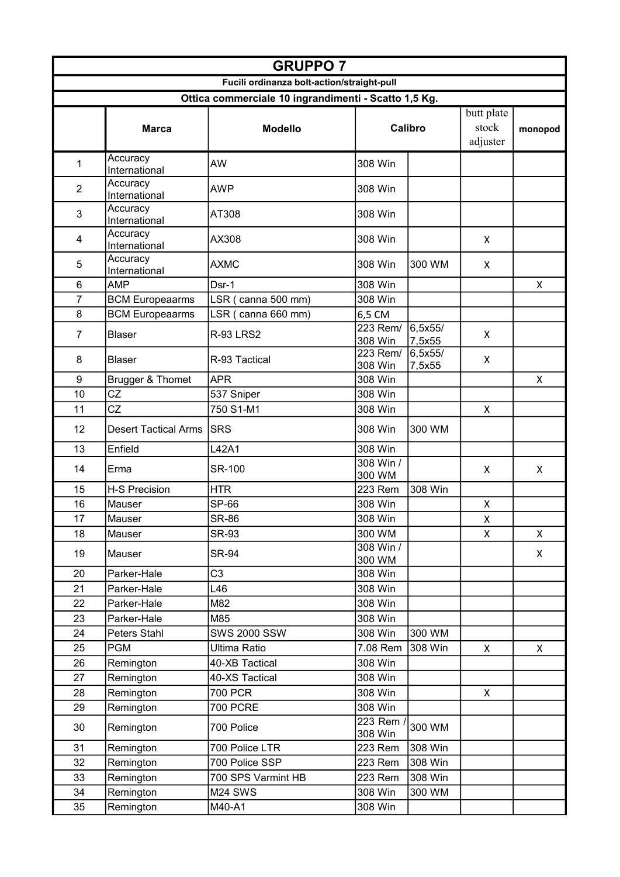| GRUPPO 7 | | | | | | |
|---|---|---|---|---|---|---|
| Fucili ordinanza bolt-action/straight-pull | | | | | | |
| Ottica commerciale 10 ingrandimenti - Scatto 1,5 Kg. | | | | | | |
| | Marca | Modello | Calibro | | butt plate stock adjuster | monopod |
| 1 | Accuracy International | AW | 308 Win | | | |
| 2 | Accuracy International | AWP | 308 Win | | | |
| 3 | Accuracy International | AT308 | 308 Win | | | |
| 4 | Accuracy International | AX308 | 308 Win | | X | |
| 5 | Accuracy International | AXMC | 308 Win | 300 WM | X | |
| 6 | AMP | Dsr-1 | 308 Win | | | X |
| 7 | BCM Europearms | LSR ( canna 500 mm) | 308 Win | | | |
| 8 | BCM Europearms | LSR ( canna 660 mm) | 6,5 CM | | | |
| 7 | Blaser | R-93 LRS2 | 223 Rem/ 308 Win | 6,5x55/ 7,5x55 | X | |
| 8 | Blaser | R-93 Tactical | 223 Rem/ 308 Win | 6,5x55/ 7,5x55 | X | |
| 9 | Brugger & Thomet | APR | 308 Win | | | X |
| 10 | CZ | 537 Sniper | 308 Win | | | |
| 11 | CZ | 750 S1-M1 | 308 Win | | X | |
| 12 | Desert Tactical Arms | SRS | 308 Win | 300 WM | | |
| 13 | Enfield | L42A1 | 308 Win | | | |
| 14 | Erma | SR-100 | 308 Win / 300 WM | | X | X |
| 15 | H-S Precision | HTR | 223 Rem | 308 Win | | |
| 16 | Mauser | SP-66 | 308 Win | | X | |
| 17 | Mauser | SR-86 | 308 Win | | X | |
| 18 | Mauser | SR-93 | 300 WM | | X | X |
| 19 | Mauser | SR-94 | 308 Win / 300 WM | | | X |
| 20 | Parker-Hale | C3 | 308 Win | | | |
| 21 | Parker-Hale | L46 | 308 Win | | | |
| 22 | Parker-Hale | M82 | 308 Win | | | |
| 23 | Parker-Hale | M85 | 308 Win | | | |
| 24 | Peters Stahl | SWS 2000 SSW | 308 Win | 300 WM | | |
| 25 | PGM | Ultima Ratio | 7.08 Rem | 308 Win | X | X |
| 26 | Remington | 40-XB Tactical | 308 Win | | | |
| 27 | Remington | 40-XS Tactical | 308 Win | | | |
| 28 | Remington | 700 PCR | 308 Win | | X | |
| 29 | Remington | 700 PCRE | 308 Win | | | |
| 30 | Remington | 700 Police | 223 Rem / 308 Win | 300 WM | | |
| 31 | Remington | 700 Police LTR | 223 Rem | 308 Win | | |
| 32 | Remington | 700 Police SSP | 223 Rem | 308 Win | | |
| 33 | Remington | 700 SPS Varmint HB | 223 Rem | 308 Win | | |
| 34 | Remington | M24 SWS | 308 Win | 300 WM | | |
| 35 | Remington | M40-A1 | 308 Win | | | |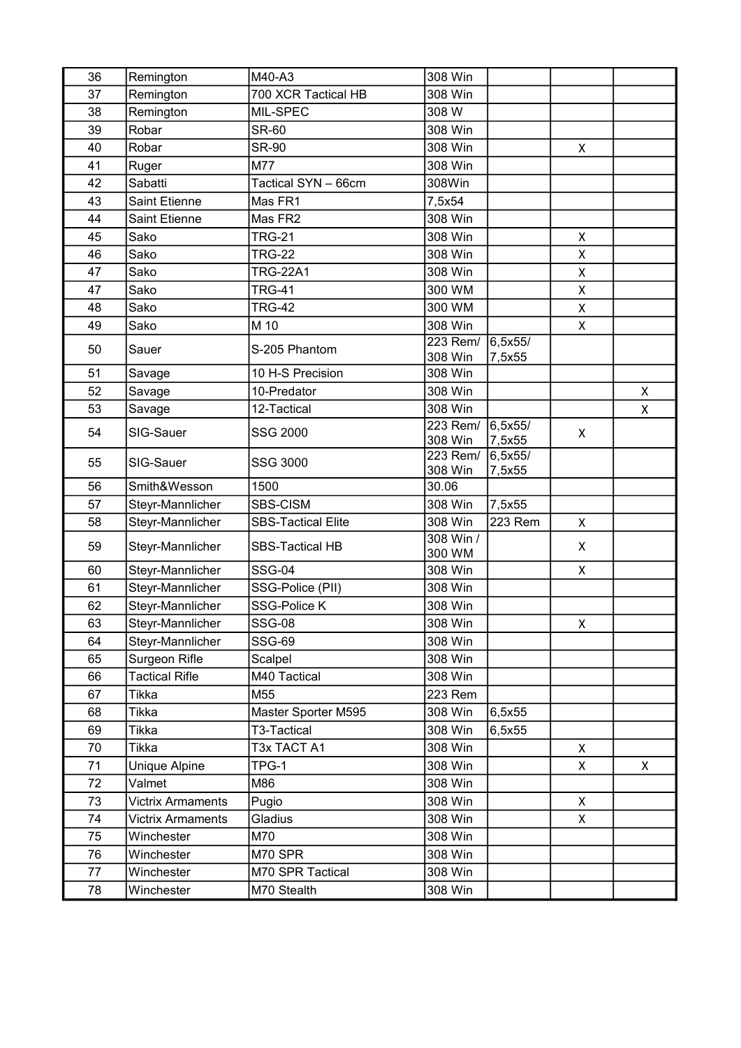| | | | | | | |
|---|---|---|---|---|---|---|
| 36 | Remington | M40-A3 | 308 Win | | | |
| 37 | Remington | 700 XCR Tactical HB | 308 Win | | | |
| 38 | Remington | MIL-SPEC | 308 W | | | |
| 39 | Robar | SR-60 | 308 Win | | | |
| 40 | Robar | SR-90 | 308 Win | | X | |
| 41 | Ruger | M77 | 308 Win | | | |
| 42 | Sabatti | Tactical SYN – 66cm | 308Win | | | |
| 43 | Saint Etienne | Mas FR1 | 7,5x54 | | | |
| 44 | Saint Etienne | Mas FR2 | 308 Win | | | |
| 45 | Sako | TRG-21 | 308 Win | | X | |
| 46 | Sako | TRG-22 | 308 Win | | X | |
| 47 | Sako | TRG-22A1 | 308 Win | | X | |
| 47 | Sako | TRG-41 | 300 WM | | X | |
| 48 | Sako | TRG-42 | 300 WM | | X | |
| 49 | Sako | M 10 | 308 Win | | X | |
| 50 | Sauer | S-205 Phantom | 223 Rem/ 308 Win | 6,5x55/ 7,5x55 | | |
| 51 | Savage | 10 H-S Precision | 308 Win | | | |
| 52 | Savage | 10-Predator | 308 Win | | | X |
| 53 | Savage | 12-Tactical | 308 Win | | | X |
| 54 | SIG-Sauer | SSG 2000 | 223 Rem/ 308 Win | 6,5x55/ 7,5x55 | X | |
| 55 | SIG-Sauer | SSG 3000 | 223 Rem/ 308 Win | 6,5x55/ 7,5x55 | | |
| 56 | Smith&Wesson | 1500 | 30.06 | | | |
| 57 | Steyr-Mannlicher | SBS-CISM | 308 Win | 7,5x55 | | |
| 58 | Steyr-Mannlicher | SBS-Tactical Elite | 308 Win | 223 Rem | X | |
| 59 | Steyr-Mannlicher | SBS-Tactical HB | 308 Win / 300 WM | | X | |
| 60 | Steyr-Mannlicher | SSG-04 | 308 Win | | X | |
| 61 | Steyr-Mannlicher | SSG-Police (PII) | 308 Win | | | |
| 62 | Steyr-Mannlicher | SSG-Police K | 308 Win | | | |
| 63 | Steyr-Mannlicher | SSG-08 | 308 Win | | X | |
| 64 | Steyr-Mannlicher | SSG-69 | 308 Win | | | |
| 65 | Surgeon Rifle | Scalpel | 308 Win | | | |
| 66 | Tactical Rifle | M40 Tactical | 308 Win | | | |
| 67 | Tikka | M55 | 223 Rem | | | |
| 68 | Tikka | Master Sporter M595 | 308 Win | 6,5x55 | | |
| 69 | Tikka | T3-Tactical | 308 Win | 6,5x55 | | |
| 70 | Tikka | T3x TACT A1 | 308 Win | | X | |
| 71 | Unique Alpine | TPG-1 | 308 Win | | X | X |
| 72 | Valmet | M86 | 308 Win | | | |
| 73 | Victrix Armaments | Pugio | 308 Win | | X | |
| 74 | Victrix Armaments | Gladius | 308 Win | | X | |
| 75 | Winchester | M70 | 308 Win | | | |
| 76 | Winchester | M70 SPR | 308 Win | | | |
| 77 | Winchester | M70 SPR Tactical | 308 Win | | | |
| 78 | Winchester | M70 Stealth | 308 Win | | | |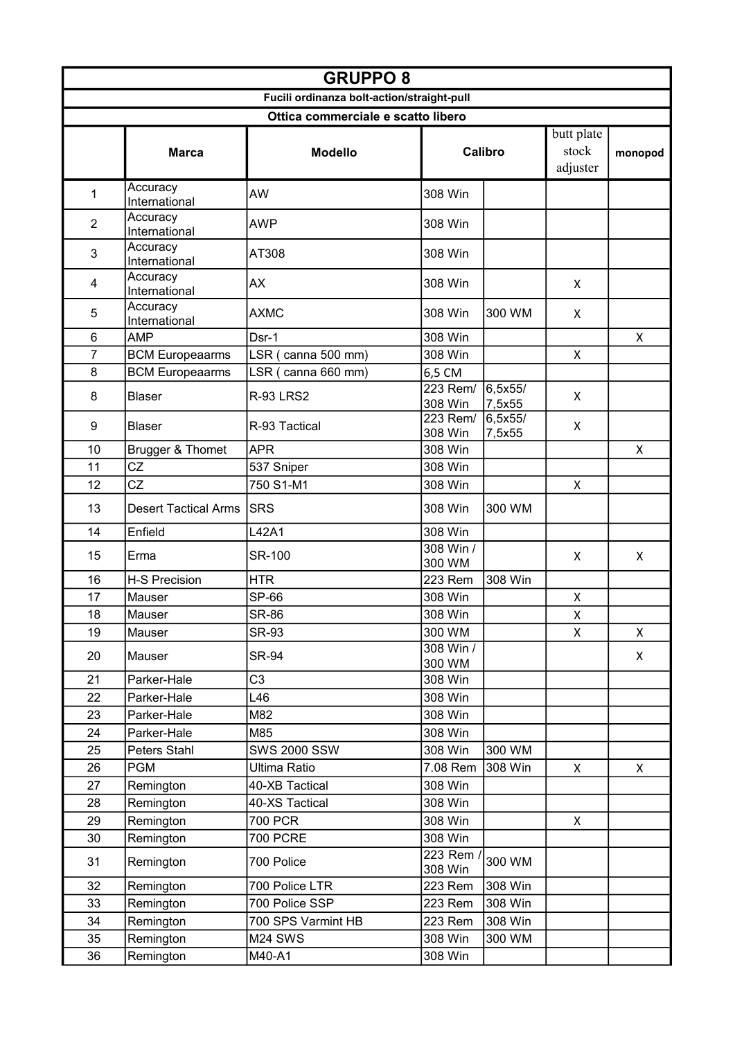| GRUPPO 8 | | | | | | |
|---|---|---|---|---|---|---|
| Fucili ordinanza bolt-action/straight-pull | | | | | | |
| Ottica commerciale e scatto libero | | | | | | |
| | Marca | Modello | Calibro | | butt plate stock adjuster | monopod |
| 1 | Accuracy International | AW | 308 Win | | | |
| 2 | Accuracy International | AWP | 308 Win | | | |
| 3 | Accuracy International | AT308 | 308 Win | | | |
| 4 | Accuracy International | AX | 308 Win | | X | |
| 5 | Accuracy International | AXMC | 308 Win | 300 WM | X | |
| 6 | AMP | Dsr-1 | 308 Win | | | X |
| 7 | BCM Europearms | LSR ( canna 500 mm) | 308 Win | | X | |
| 8 | BCM Europearms | LSR ( canna 660 mm) | 6,5 CM | | | |
| 8 | Blaser | R-93 LRS2 | 223 Rem/ 308 Win | 6,5x55/ 7,5x55 | X | |
| 9 | Blaser | R-93 Tactical | 223 Rem/ 308 Win | 6,5x55/ 7,5x55 | X | |
| 10 | Brugger & Thomet | APR | 308 Win | | | X |
| 11 | CZ | 537 Sniper | 308 Win | | | |
| 12 | CZ | 750 S1-M1 | 308 Win | | X | |
| 13 | Desert Tactical Arms | SRS | 308 Win | 300 WM | | |
| 14 | Enfield | L42A1 | 308 Win | | | |
| 15 | Erma | SR-100 | 308 Win / 300 WM | | X | X |
| 16 | H-S Precision | HTR | 223 Rem | 308 Win | | |
| 17 | Mauser | SP-66 | 308 Win | | X | |
| 18 | Mauser | SR-86 | 308 Win | | X | |
| 19 | Mauser | SR-93 | 300 WM | | X | X |
| 20 | Mauser | SR-94 | 308 Win / 300 WM | | | X |
| 21 | Parker-Hale | C3 | 308 Win | | | |
| 22 | Parker-Hale | L46 | 308 Win | | | |
| 23 | Parker-Hale | M82 | 308 Win | | | |
| 24 | Parker-Hale | M85 | 308 Win | | | |
| 25 | Peters Stahl | SWS 2000 SSW | 308 Win | 300 WM | | |
| 26 | PGM | Ultima Ratio | 7.08 Rem | 308 Win | X | X |
| 27 | Remington | 40-XB Tactical | 308 Win | | | |
| 28 | Remington | 40-XS Tactical | 308 Win | | | |
| 29 | Remington | 700 PCR | 308 Win | | X | |
| 30 | Remington | 700 PCRE | 308 Win | | | |
| 31 | Remington | 700 Police | 223 Rem / 308 Win | 300 WM | | |
| 32 | Remington | 700 Police LTR | 223 Rem | 308 Win | | |
| 33 | Remington | 700 Police SSP | 223 Rem | 308 Win | | |
| 34 | Remington | 700 SPS Varmint HB | 223 Rem | 308 Win | | |
| 35 | Remington | M24 SWS | 308 Win | 300 WM | | |
| 36 | Remington | M40-A1 | 308 Win | | | |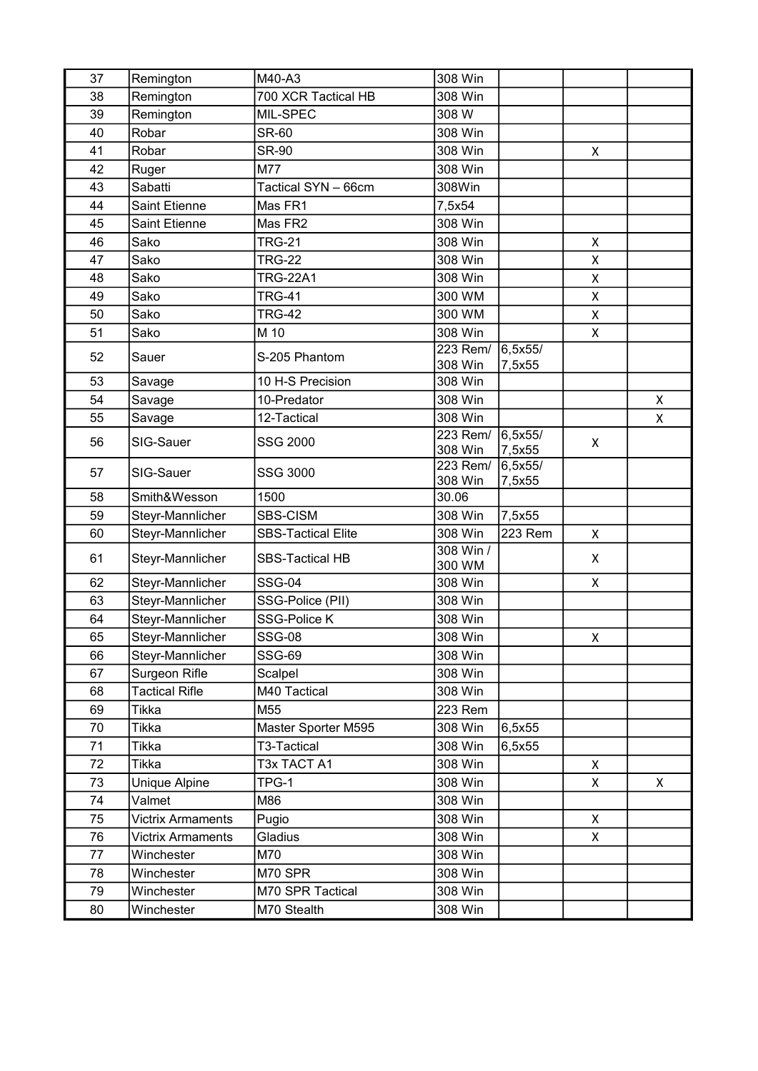| | | | | | | |
|---|---|---|---|---|---|---|
| 37 | Remington | M40-A3 | 308 Win | | | |
| 38 | Remington | 700 XCR Tactical HB | 308 Win | | | |
| 39 | Remington | MIL-SPEC | 308 W | | | |
| 40 | Robar | SR-60 | 308 Win | | | |
| 41 | Robar | SR-90 | 308 Win | | X | |
| 42 | Ruger | M77 | 308 Win | | | |
| 43 | Sabatti | Tactical SYN – 66cm | 308Win | | | |
| 44 | Saint Etienne | Mas FR1 | 7,5x54 | | | |
| 45 | Saint Etienne | Mas FR2 | 308 Win | | | |
| 46 | Sako | TRG-21 | 308 Win | | X | |
| 47 | Sako | TRG-22 | 308 Win | | X | |
| 48 | Sako | TRG-22A1 | 308 Win | | X | |
| 49 | Sako | TRG-41 | 300 WM | | X | |
| 50 | Sako | TRG-42 | 300 WM | | X | |
| 51 | Sako | M 10 | 308 Win | | X | |
| 52 | Sauer | S-205 Phantom | 223 Rem/ 308 Win | 6,5x55/ 7,5x55 | | |
| 53 | Savage | 10 H-S Precision | 308 Win | | | |
| 54 | Savage | 10-Predator | 308 Win | | | X |
| 55 | Savage | 12-Tactical | 308 Win | | | X |
| 56 | SIG-Sauer | SSG 2000 | 223 Rem/ 308 Win | 6,5x55/ 7,5x55 | X | |
| 57 | SIG-Sauer | SSG 3000 | 223 Rem/ 308 Win | 6,5x55/ 7,5x55 | | |
| 58 | Smith&Wesson | 1500 | 30.06 | | | |
| 59 | Steyr-Mannlicher | SBS-CISM | 308 Win | 7,5x55 | | |
| 60 | Steyr-Mannlicher | SBS-Tactical Elite | 308 Win | 223 Rem | X | |
| 61 | Steyr-Mannlicher | SBS-Tactical HB | 308 Win / 300 WM | | X | |
| 62 | Steyr-Mannlicher | SSG-04 | 308 Win | | X | |
| 63 | Steyr-Mannlicher | SSG-Police (PII) | 308 Win | | | |
| 64 | Steyr-Mannlicher | SSG-Police K | 308 Win | | | |
| 65 | Steyr-Mannlicher | SSG-08 | 308 Win | | X | |
| 66 | Steyr-Mannlicher | SSG-69 | 308 Win | | | |
| 67 | Surgeon Rifle | Scalpel | 308 Win | | | |
| 68 | Tactical Rifle | M40 Tactical | 308 Win | | | |
| 69 | Tikka | M55 | 223 Rem | | | |
| 70 | Tikka | Master Sporter M595 | 308 Win | 6,5x55 | | |
| 71 | Tikka | T3-Tactical | 308 Win | 6,5x55 | | |
| 72 | Tikka | T3x TACT A1 | 308 Win | | X | |
| 73 | Unique Alpine | TPG-1 | 308 Win | | X | X |
| 74 | Valmet | M86 | 308 Win | | | |
| 75 | Victrix Armaments | Pugio | 308 Win | | X | |
| 76 | Victrix Armaments | Gladius | 308 Win | | X | |
| 77 | Winchester | M70 | 308 Win | | | |
| 78 | Winchester | M70 SPR | 308 Win | | | |
| 79 | Winchester | M70 SPR Tactical | 308 Win | | | |
| 80 | Winchester | M70 Stealth | 308 Win | | | |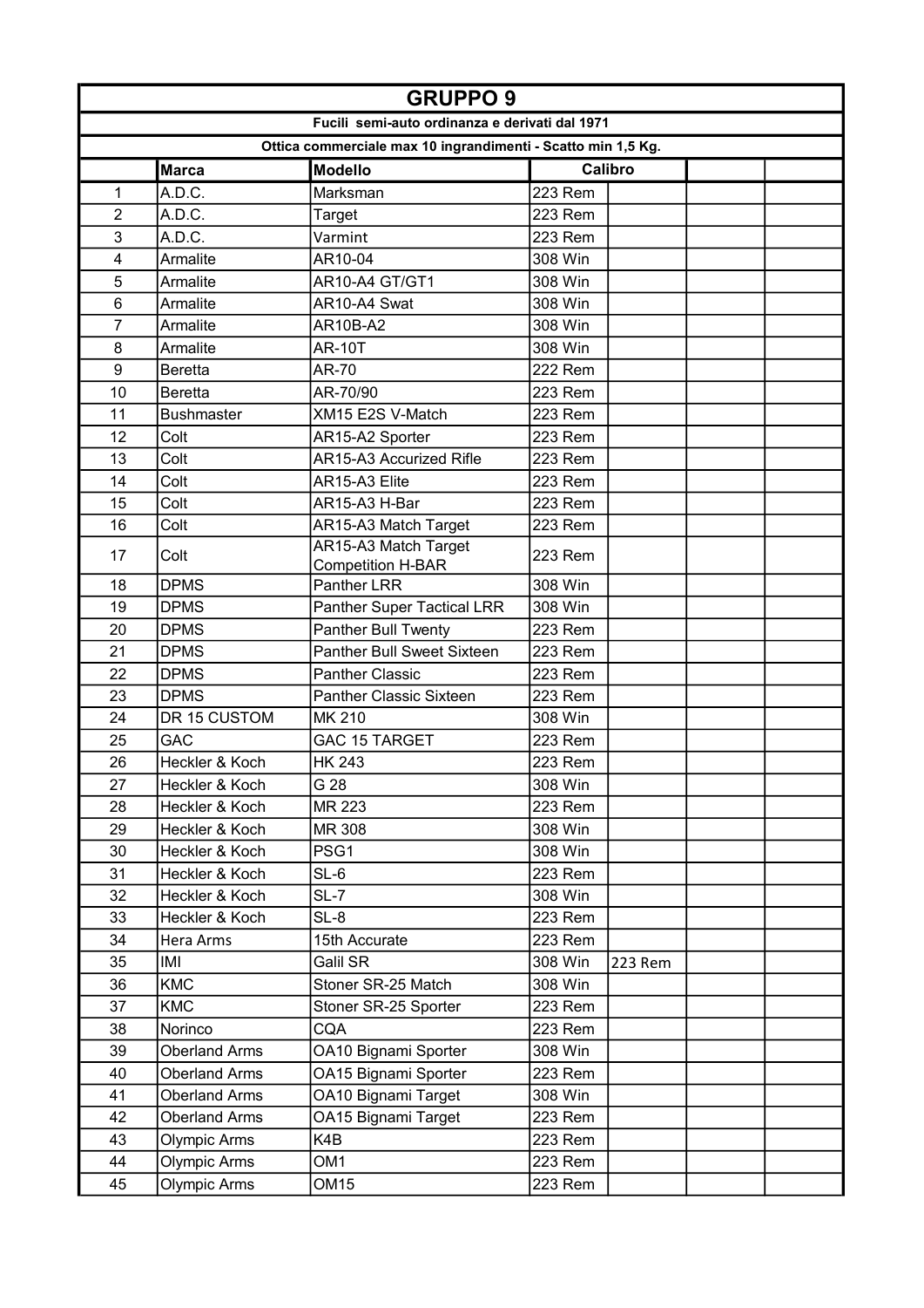| GRUPPO 9 | | | | | | |
|---|---|---|---|---|---|---|
| Fucili semi-auto ordinanza e derivati dal 1971 | | | | | | |
| Ottica commerciale max 10 ingrandimenti - Scatto min 1,5 Kg. | | | | | | |
| | **Marca** | **Modello** | **Calibro** | | | |
| 1 | A.D.C. | Marksman | 223 Rem | | | |
| 2 | A.D.C. | Target | 223 Rem | | | |
| 3 | A.D.C. | Varmint | 223 Rem | | | |
| 4 | Armalite | AR10-04 | 308 Win | | | |
| 5 | Armalite | AR10-A4 GT/GT1 | 308 Win | | | |
| 6 | Armalite | AR10-A4 Swat | 308 Win | | | |
| 7 | Armalite | AR10B-A2 | 308 Win | | | |
| 8 | Armalite | AR-10T | 308 Win | | | |
| 9 | Beretta | AR-70 | 222 Rem | | | |
| 10 | Beretta | AR-70/90 | 223 Rem | | | |
| 11 | Bushmaster | XM15 E2S V-Match | 223 Rem | | | |
| 12 | Colt | AR15-A2 Sporter | 223 Rem | | | |
| 13 | Colt | AR15-A3 Accurized Rifle | 223 Rem | | | |
| 14 | Colt | AR15-A3 Elite | 223 Rem | | | |
| 15 | Colt | AR15-A3 H-Bar | 223 Rem | | | |
| 16 | Colt | AR15-A3 Match Target | 223 Rem | | | |
| 17 | Colt | AR15-A3 Match Target Competition H-BAR | 223 Rem | | | |
| 18 | DPMS | Panther LRR | 308 Win | | | |
| 19 | DPMS | Panther Super Tactical LRR | 308 Win | | | |
| 20 | DPMS | Panther Bull Twenty | 223 Rem | | | |
| 21 | DPMS | Panther Bull Sweet Sixteen | 223 Rem | | | |
| 22 | DPMS | Panther Classic | 223 Rem | | | |
| 23 | DPMS | Panther Classic Sixteen | 223 Rem | | | |
| 24 | DR 15 CUSTOM | MK 210 | 308 Win | | | |
| 25 | GAC | GAC 15 TARGET | 223 Rem | | | |
| 26 | Heckler & Koch | HK 243 | 223 Rem | | | |
| 27 | Heckler & Koch | G 28 | 308 Win | | | |
| 28 | Heckler & Koch | MR 223 | 223 Rem | | | |
| 29 | Heckler & Koch | MR 308 | 308 Win | | | |
| 30 | Heckler & Koch | PSG1 | 308 Win | | | |
| 31 | Heckler & Koch | SL-6 | 223 Rem | | | |
| 32 | Heckler & Koch | SL-7 | 308 Win | | | |
| 33 | Heckler & Koch | SL-8 | 223 Rem | | | |
| 34 | Hera Arms | 15th Accurate | 223 Rem | | | |
| 35 | IMI | Galil SR | 308 Win | 223 Rem | | |
| 36 | KMC | Stoner SR-25 Match | 308 Win | | | |
| 37 | KMC | Stoner SR-25 Sporter | 223 Rem | | | |
| 38 | Norinco | CQA | 223 Rem | | | |
| 39 | Oberland Arms | OA10 Bignami Sporter | 308 Win | | | |
| 40 | Oberland Arms | OA15 Bignami Sporter | 223 Rem | | | |
| 41 | Oberland Arms | OA10 Bignami Target | 308 Win | | | |
| 42 | Oberland Arms | OA15 Bignami Target | 223 Rem | | | |
| 43 | Olympic Arms | K4B | 223 Rem | | | |
| 44 | Olympic Arms | OM1 | 223 Rem | | | |
| 45 | Olympic Arms | OM15 | 223 Rem | | | |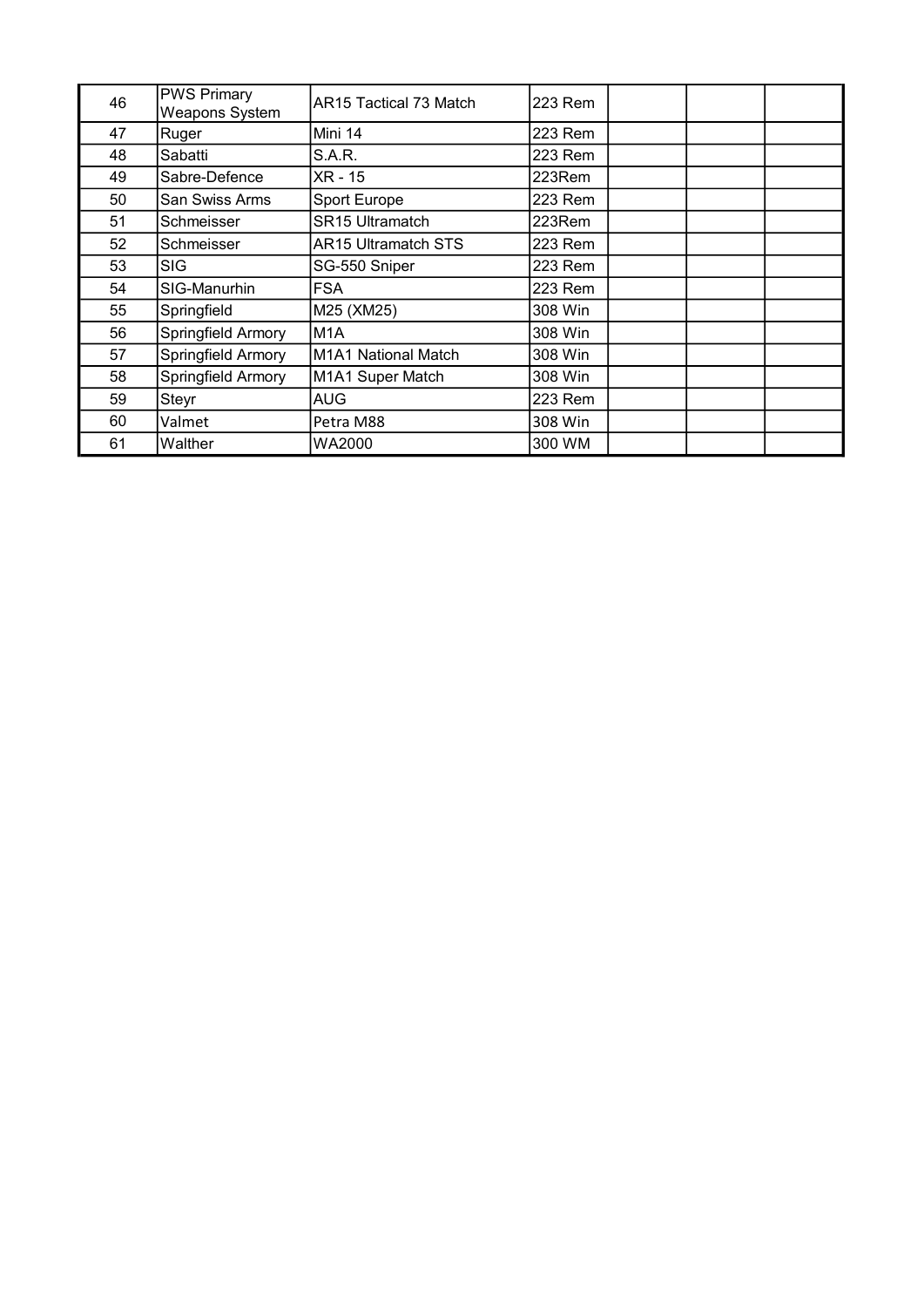| | | | | | | |
|---|---|---|---|---|---|---|
| 46 | PWS Primary Weapons System | AR15 Tactical 73 Match | 223 Rem | | | |
| 47 | Ruger | Mini 14 | 223 Rem | | | |
| 48 | Sabatti | S.A.R. | 223 Rem | | | |
| 49 | Sabre-Defence | XR - 15 | 223Rem | | | |
| 50 | San Swiss Arms | Sport Europe | 223 Rem | | | |
| 51 | Schmeisser | SR15 Ultramatch | 223Rem | | | |
| 52 | Schmeisser | AR15 Ultramatch STS | 223 Rem | | | |
| 53 | SIG | SG-550 Sniper | 223 Rem | | | |
| 54 | SIG-Manurhin | FSA | 223 Rem | | | |
| 55 | Springfield | M25 (XM25) | 308 Win | | | |
| 56 | Springfield Armory | M1A | 308 Win | | | |
| 57 | Springfield Armory | M1A1 National Match | 308 Win | | | |
| 58 | Springfield Armory | M1A1 Super Match | 308 Win | | | |
| 59 | Steyr | AUG | 223 Rem | | | |
| 60 | Valmet | Petra M88 | 308 Win | | | |
| 61 | Walther | WA2000 | 300 WM | | | |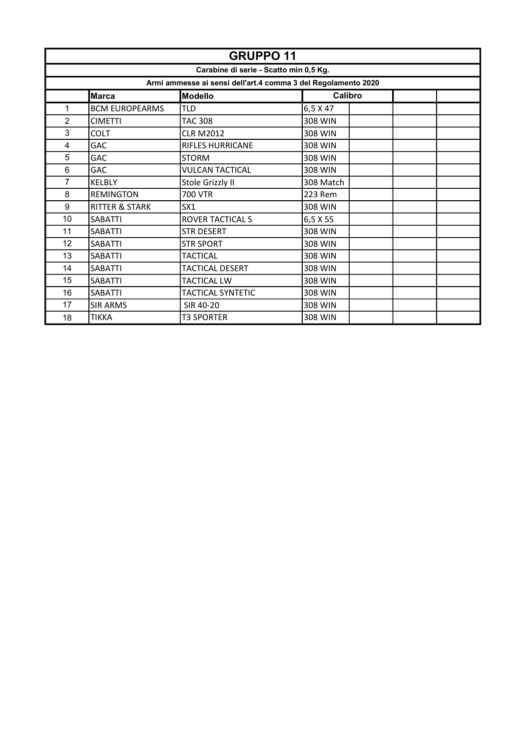# GRUPPO 11

**Carabine di serie - Scatto min 0,5 Kg.**

**Armi ammesse ai sensi dell'art.4 comma 3 del Regolamento 2020**

| | Marca | Modello | Calibro | | | |
|---|---|---|---|---|---|---|
| 1 | BCM EUROPEARMS | TLD | 6,5 X 47 | | | |
| 2 | CIMETTI | TAC 308 | 308 WIN | | | |
| 3 | COLT | CLR M2012 | 308 WIN | | | |
| 4 | GAC | RIFLES HURRICANE | 308 WIN | | | |
| 5 | GAC | STORM | 308 WIN | | | |
| 6 | GAC | VULCAN TACTICAL | 308 WIN | | | |
| 7 | KELBLY | Stole Grizzly II | 308 Match | | | |
| 8 | REMINGTON | 700 VTR | 223 Rem | | | |
| 9 | RITTER & STARK | SX1 | 308 WIN | | | |
| 10 | SABATTI | ROVER TACTICAL S | 6,5 X 55 | | | |
| 11 | SABATTI | STR DESERT | 308 WIN | | | |
| 12 | SABATTI | STR SPORT | 308 WIN | | | |
| 13 | SABATTI | TACTICAL | 308 WIN | | | |
| 14 | SABATTI | TACTICAL DESERT | 308 WIN | | | |
| 15 | SABATTI | TACTICAL LW | 308 WIN | | | |
| 16 | SABATTI | TACTICAL SYNTETIC | 308 WIN | | | |
| 17 | SIR ARMS | SIR 40-20 | 308 WIN | | | |
| 18 | TIKKA | T3 SPORTER | 308 WIN | | | |